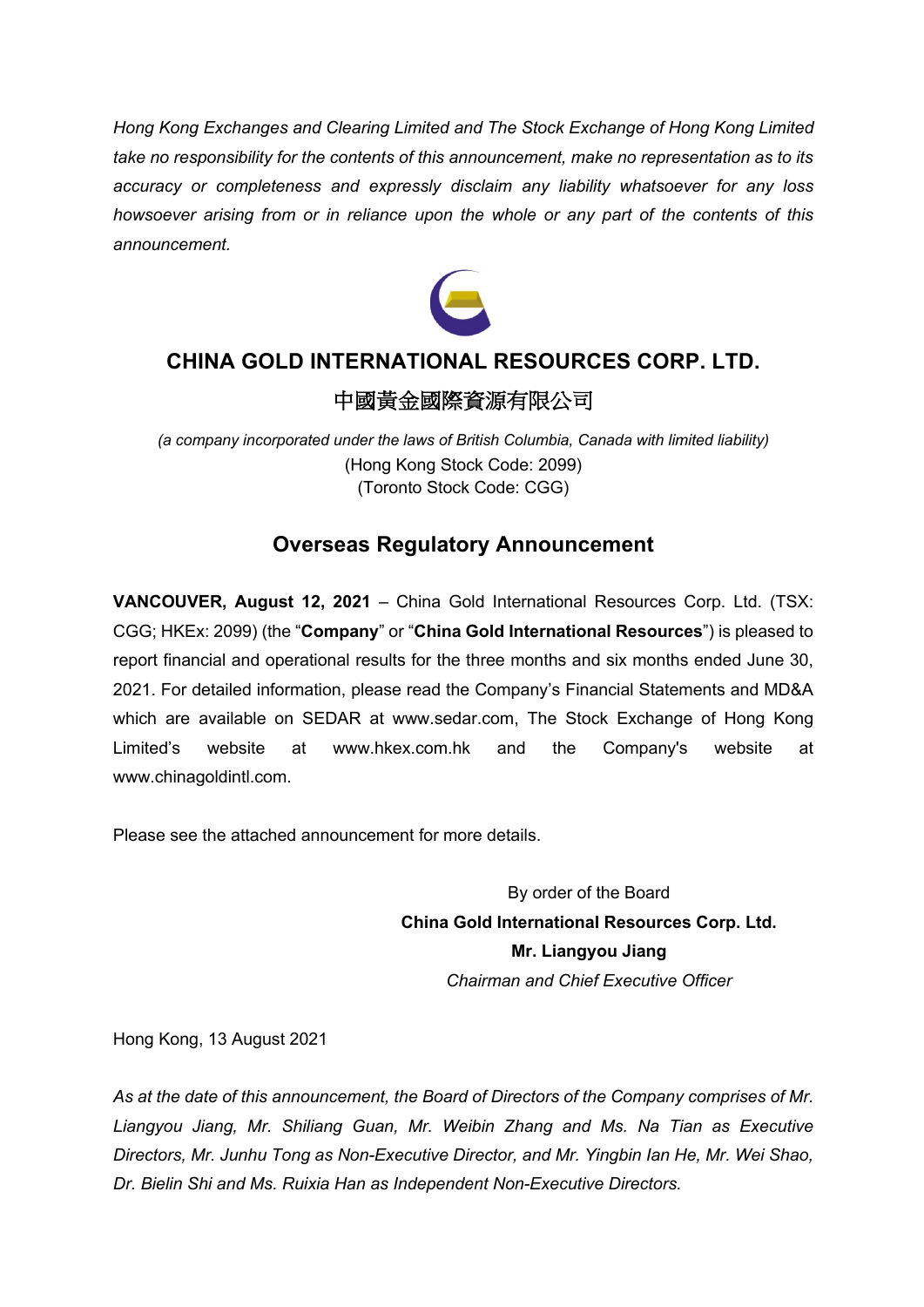*Hong Kong Exchanges and Clearing Limited and The Stock Exchange of Hong Kong Limited take no responsibility for the contents of this announcement, make no representation as to its accuracy or completeness and expressly disclaim any liability whatsoever for any loss howsoever arising from or in reliance upon the whole or any part of the contents of this announcement.*

# CHINA GOLD INTERNATIONAL RESOURCES CORP. LTD.

# 中國黃金國際資源有限公司

*(a company incorporated under the laws of British Columbia, Canada with limited liability)*
(Hong Kong Stock Code: 2099)
(Toronto Stock Code: CGG)

## Overseas Regulatory Announcement

**VANCOUVER, August 12, 2021** – China Gold International Resources Corp. Ltd. (TSX: CGG; HKEx: 2099) (the "**Company**" or "**China Gold International Resources**") is pleased to report financial and operational results for the three months and six months ended June 30, 2021. For detailed information, please read the Company's Financial Statements and MD&A which are available on SEDAR at www.sedar.com, The Stock Exchange of Hong Kong Limited's website at www.hkex.com.hk and the Company's website at www.chinagoldintl.com.

Please see the attached announcement for more details.

By order of the Board
**China Gold International Resources Corp. Ltd.**
**Mr. Liangyou Jiang**
*Chairman and Chief Executive Officer*

Hong Kong, 13 August 2021

*As at the date of this announcement, the Board of Directors of the Company comprises of Mr. Liangyou Jiang, Mr. Shiliang Guan, Mr. Weibin Zhang and Ms. Na Tian as Executive Directors, Mr. Junhu Tong as Non-Executive Director, and Mr. Yingbin Ian He, Mr. Wei Shao, Dr. Bielin Shi and Ms. Ruixia Han as Independent Non-Executive Directors.*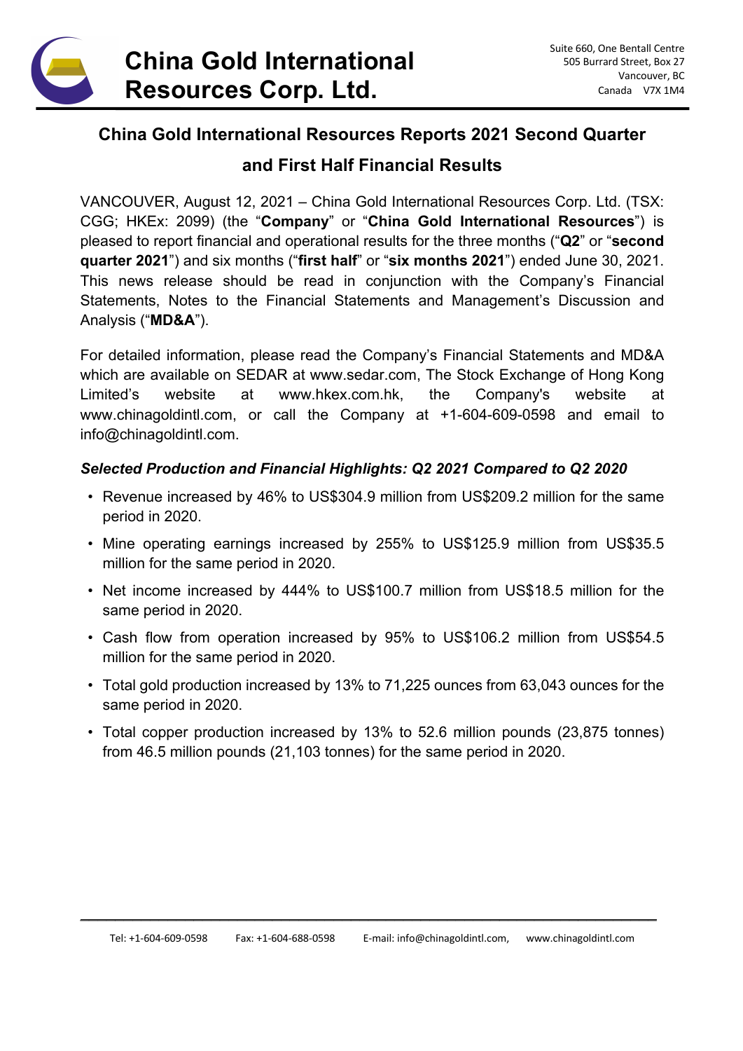# China Gold International Resources Corp. Ltd.

Suite 660, One Bentall Centre
505 Burrard Street, Box 27
Vancouver, BC
Canada V7X 1M4

## China Gold International Resources Reports 2021 Second Quarter and First Half Financial Results

VANCOUVER, August 12, 2021 – China Gold International Resources Corp. Ltd. (TSX: CGG; HKEx: 2099) (the "**Company**" or "**China Gold International Resources**") is pleased to report financial and operational results for the three months ("**Q2**" or "**second quarter 2021**") and six months ("**first half**" or "**six months 2021**") ended June 30, 2021. This news release should be read in conjunction with the Company's Financial Statements, Notes to the Financial Statements and Management's Discussion and Analysis ("**MD&A**").

For detailed information, please read the Company's Financial Statements and MD&A which are available on SEDAR at www.sedar.com, The Stock Exchange of Hong Kong Limited's website at www.hkex.com.hk, the Company's website at www.chinagoldintl.com, or call the Company at +1-604-609-0598 and email to info@chinagoldintl.com.

***Selected Production and Financial Highlights: Q2 2021 Compared to Q2 2020***

- Revenue increased by 46% to US$304.9 million from US$209.2 million for the same period in 2020.
- Mine operating earnings increased by 255% to US$125.9 million from US$35.5 million for the same period in 2020.
- Net income increased by 444% to US$100.7 million from US$18.5 million for the same period in 2020.
- Cash flow from operation increased by 95% to US$106.2 million from US$54.5 million for the same period in 2020.
- Total gold production increased by 13% to 71,225 ounces from 63,043 ounces for the same period in 2020.
- Total copper production increased by 13% to 52.6 million pounds (23,875 tonnes) from 46.5 million pounds (21,103 tonnes) for the same period in 2020.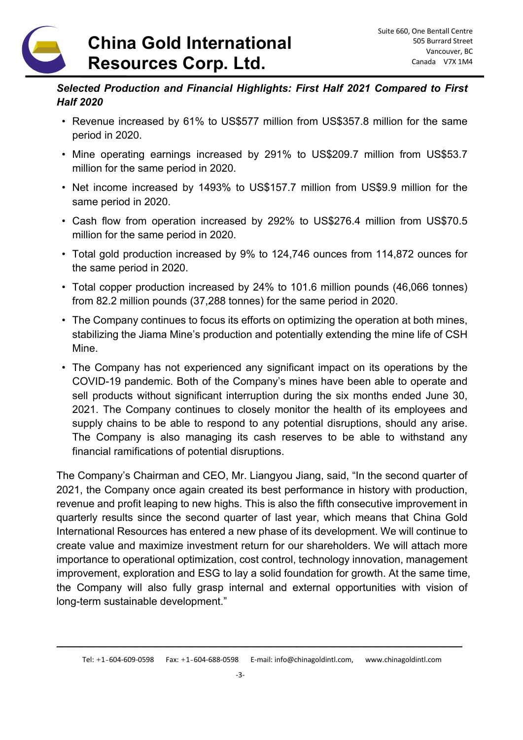***Selected Production and Financial Highlights: First Half 2021 Compared to First Half 2020***

- Revenue increased by 61% to US$577 million from US$357.8 million for the same period in 2020.
- Mine operating earnings increased by 291% to US$209.7 million from US$53.7 million for the same period in 2020.
- Net income increased by 1493% to US$157.7 million from US$9.9 million for the same period in 2020.
- Cash flow from operation increased by 292% to US$276.4 million from US$70.5 million for the same period in 2020.
- Total gold production increased by 9% to 124,746 ounces from 114,872 ounces for the same period in 2020.
- Total copper production increased by 24% to 101.6 million pounds (46,066 tonnes) from 82.2 million pounds (37,288 tonnes) for the same period in 2020.
- The Company continues to focus its efforts on optimizing the operation at both mines, stabilizing the Jiama Mine's production and potentially extending the mine life of CSH Mine.
- The Company has not experienced any significant impact on its operations by the COVID-19 pandemic. Both of the Company's mines have been able to operate and sell products without significant interruption during the six months ended June 30, 2021. The Company continues to closely monitor the health of its employees and supply chains to be able to respond to any potential disruptions, should any arise. The Company is also managing its cash reserves to be able to withstand any financial ramifications of potential disruptions.

The Company's Chairman and CEO, Mr. Liangyou Jiang, said, "In the second quarter of 2021, the Company once again created its best performance in history with production, revenue and profit leaping to new highs. This is also the fifth consecutive improvement in quarterly results since the second quarter of last year, which means that China Gold International Resources has entered a new phase of its development. We will continue to create value and maximize investment return for our shareholders. We will attach more importance to operational optimization, cost control, technology innovation, management improvement, exploration and ESG to lay a solid foundation for growth. At the same time, the Company will also fully grasp internal and external opportunities with vision of long-term sustainable development."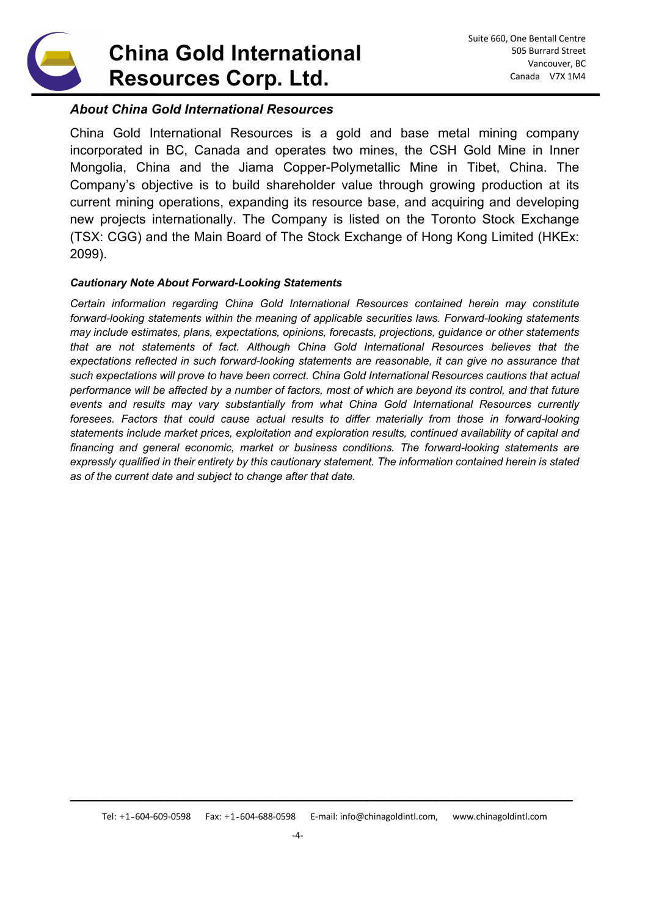### *About China Gold International Resources*

China Gold International Resources is a gold and base metal mining company incorporated in BC, Canada and operates two mines, the CSH Gold Mine in Inner Mongolia, China and the Jiama Copper-Polymetallic Mine in Tibet, China. The Company's objective is to build shareholder value through growing production at its current mining operations, expanding its resource base, and acquiring and developing new projects internationally. The Company is listed on the Toronto Stock Exchange (TSX: CGG) and the Main Board of The Stock Exchange of Hong Kong Limited (HKEx: 2099).

***Cautionary Note About Forward-Looking Statements***

*Certain information regarding China Gold International Resources contained herein may constitute forward-looking statements within the meaning of applicable securities laws. Forward-looking statements may include estimates, plans, expectations, opinions, forecasts, projections, guidance or other statements that are not statements of fact. Although China Gold International Resources believes that the expectations reflected in such forward-looking statements are reasonable, it can give no assurance that such expectations will prove to have been correct. China Gold International Resources cautions that actual performance will be affected by a number of factors, most of which are beyond its control, and that future events and results may vary substantially from what China Gold International Resources currently foresees. Factors that could cause actual results to differ materially from those in forward-looking statements include market prices, exploitation and exploration results, continued availability of capital and financing and general economic, market or business conditions. The forward-looking statements are expressly qualified in their entirety by this cautionary statement. The information contained herein is stated as of the current date and subject to change after that date.*